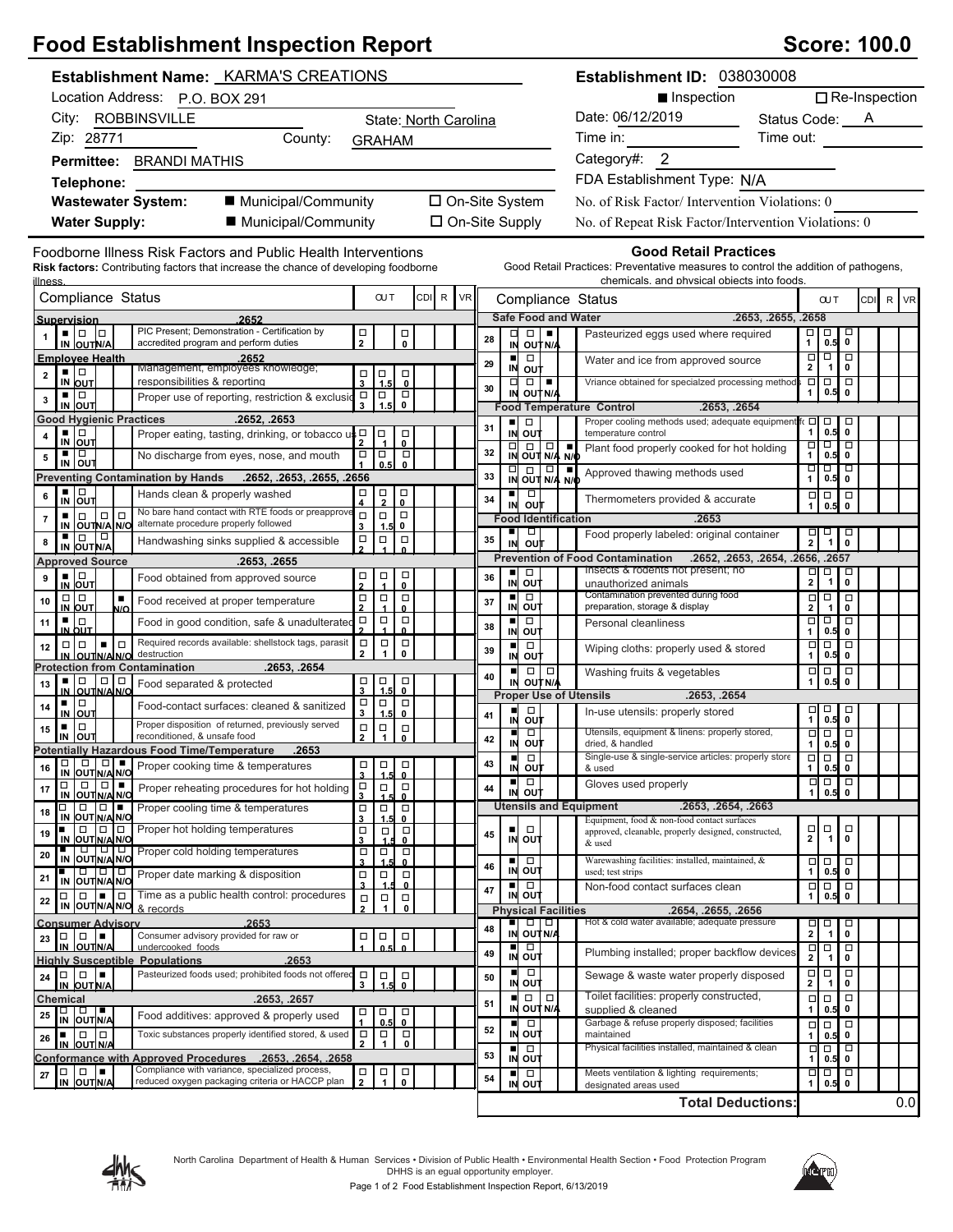# Food Establishment Inspection Report

**Score: 100.0**

**Establishment Name:** KARMA'S CREATIONS

Location Address: P.O. BOX 291

City: ROBBINSVILLE    State: North Carolina

Zip: 28771    County: GRAHAM

**Permittee:** BRANDI MATHIS

**Telephone:**

**Wastewater System:** ■ Municipal/Community ☐ On-Site System

**Water Supply:** ■ Municipal/Community ☐ On-Site Supply

**Establishment ID:** 038030008

■ Inspection ☐ Re-Inspection

Date: 06/12/2019    Status Code: A

Time in:    Time out:

Category#: 2

FDA Establishment Type: N/A

No. of Risk Factor/ Intervention Violations: 0

No. of Repeat Risk Factor/Intervention Violations: 0

## Foodborne Illness Risk Factors and Public Health Interventions

**Risk factors:** Contributing factors that increase the chance of developing foodborne illness.

| # | Compliance Status | Marked | OUT | CDI | R | VR |
|---|---|---|---|---|---|---|
| | **Supervision .2652** | | | | | |
| 1 | PIC Present; Demonstration - Certification by accredited program and perform duties | IN | 2 / 0 | | | |
| | **Employee Health .2652** | | | | | |
| 2 | Management, employees knowledge; responsibilities & reporting | IN | 3 / 1.5 / 0 | | | |
| 3 | Proper use of reporting, restriction & exclusion | IN | 3 / 1.5 / 0 | | | |
| | **Good Hygienic Practices .2652, .2653** | | | | | |
| 4 | Proper eating, tasting, drinking, or tobacco use | IN | 2 / 1 / 0 | | | |
| 5 | No discharge from eyes, nose, and mouth | IN | 1 / 0.5 / 0 | | | |
| | **Preventing Contamination by Hands .2652, .2653, .2655, .2656** | | | | | |
| 6 | Hands clean & properly washed | IN | 4 / 2 / 0 | | | |
| 7 | No bare hand contact with RTE foods or preapproved alternate procedure properly followed | IN | 3 / 1.5 / 0 | | | |
| 8 | Handwashing sinks supplied & accessible | IN | 2 / 1 / 0 | | | |
| | **Approved Source .2653, .2655** | | | | | |
| 9 | Food obtained from approved source | IN | 2 / 1 / 0 | | | |
| 10 | Food received at proper temperature | N/O | 2 / 1 / 0 | | | |
| 11 | Food in good condition, safe & unadulterated | IN | 2 / 1 / 0 | | | |
| 12 | Required records available: shellstock tags, parasite destruction | N/A | 2 / 1 / 0 | | | |
| | **Protection from Contamination .2653, .2654** | | | | | |
| 13 | Food separated & protected | IN | 3 / 1.5 / 0 | | | |
| 14 | Food-contact surfaces: cleaned & sanitized | IN | 3 / 1.5 / 0 | | | |
| 15 | Proper disposition of returned, previously served reconditioned, & unsafe food | IN | 2 / 1 / 0 | | | |
| | **Potentially Hazardous Food Time/Temperature .2653** | | | | | |
| 16 | Proper cooking time & temperatures | N/O | 3 / 1.5 / 0 | | | |
| 17 | Proper reheating procedures for hot holding | N/O | 3 / 1.5 / 0 | | | |
| 18 | Proper cooling time & temperatures | N/O | 3 / 1.5 / 0 | | | |
| 19 | Proper hot holding temperatures | IN | 3 / 1.5 / 0 | | | |
| 20 | Proper cold holding temperatures | IN | 3 / 1.5 / 0 | | | |
| 21 | Proper date marking & disposition | IN | 3 / 1.5 / 0 | | | |
| 22 | Time as a public health control: procedures & records | N/A | 2 / 1 / 0 | | | |
| | **Consumer Advisory .2653** | | | | | |
| 23 | Consumer advisory provided for raw or undercooked foods | N/A | 1 / 0.5 / 0 | | | |
| | **Highly Susceptible Populations .2653** | | | | | |
| 24 | Pasteurized foods used; prohibited foods not offered | N/A | 3 / 1.5 / 0 | | | |
| | **Chemical .2653, .2657** | | | | | |
| 25 | Food additives: approved & properly used | N/A | 1 / 0.5 / 0 | | | |
| 26 | Toxic substances properly identified stored, & used | IN | 2 / 1 / 0 | | | |
| | **Conformance with Approved Procedures .2653, .2654, .2658** | | | | | |
| 27 | Compliance with variance, specialized process, reduced oxygen packaging criteria or HACCP plan | N/A | 2 / 1 / 0 | | | |

## Good Retail Practices

Good Retail Practices: Preventative measures to control the addition of pathogens, chemicals, and physical objects into foods.

| # | Compliance Status | Marked | OUT | CDI | R | VR |
|---|---|---|---|---|---|---|
| | **Safe Food and Water .2653, .2655, .2658** | | | | | |
| 28 | Pasteurized eggs used where required | N/A | 1 / 0.5 / 0 | | | |
| 29 | Water and ice from approved source | IN | 2 / 1 / 0 | | | |
| 30 | Variance obtained for specialized processing methods | N/A | 1 / 0.5 / 0 | | | |
| | **Food Temperature Control .2653, .2654** | | | | | |
| 31 | Proper cooling methods used; adequate equipment for temperature control | IN | 1 / 0.5 / 0 | | | |
| 32 | Plant food properly cooked for hot holding | N/O | 1 / 0.5 / 0 | | | |
| 33 | Approved thawing methods used | N/O | 1 / 0.5 / 0 | | | |
| 34 | Thermometers provided & accurate | IN | 1 / 0.5 / 0 | | | |
| | **Food Identification .2653** | | | | | |
| 35 | Food properly labeled: original container | IN | 2 / 1 / 0 | | | |
| | **Prevention of Food Contamination .2652, .2653, .2654, .2656, .2657** | | | | | |
| 36 | Insects & rodents not present; no unauthorized animals | IN | 2 / 1 / 0 | | | |
| 37 | Contamination prevented during food preparation, storage & display | IN | 2 / 1 / 0 | | | |
| 38 | Personal cleanliness | IN | 1 / 0.5 / 0 | | | |
| 39 | Wiping cloths: properly used & stored | IN | 1 / 0.5 / 0 | | | |
| 40 | Washing fruits & vegetables | IN | 1 / 0.5 / 0 | | | |
| | **Proper Use of Utensils .2653, .2654** | | | | | |
| 41 | In-use utensils: properly stored | IN | 1 / 0.5 / 0 | | | |
| 42 | Utensils, equipment & linens: properly stored, dried, & handled | IN | 1 / 0.5 / 0 | | | |
| 43 | Single-use & single-service articles: properly stored & used | IN | 1 / 0.5 / 0 | | | |
| 44 | Gloves used properly | IN | 1 / 0.5 / 0 | | | |
| | **Utensils and Equipment .2653, .2654, .2663** | | | | | |
| 45 | Equipment, food & non-food contact surfaces approved, cleanable, properly designed, constructed, & used | IN | 2 / 1 / 0 | | | |
| 46 | Warewashing facilities: installed, maintained, & used; test strips | IN | 1 / 0.5 / 0 | | | |
| 47 | Non-food contact surfaces clean | IN | 1 / 0.5 / 0 | | | |
| | **Physical Facilities .2654, .2655, .2656** | | | | | |
| 48 | Hot & cold water available; adequate pressure | IN | 2 / 1 / 0 | | | |
| 49 | Plumbing installed; proper backflow devices | IN | 2 / 1 / 0 | | | |
| 50 | Sewage & waste water properly disposed | IN | 2 / 1 / 0 | | | |
| 51 | Toilet facilities: properly constructed, supplied & cleaned | IN | 1 / 0.5 / 0 | | | |
| 52 | Garbage & refuse properly disposed; facilities maintained | IN | 1 / 0.5 / 0 | | | |
| 53 | Physical facilities installed, maintained & clean | IN | 1 / 0.5 / 0 | | | |
| 54 | Meets ventilation & lighting requirements; designated areas used | IN | 1 / 0.5 / 0 | | | |
| | **Total Deductions:** | | | | | 0.0 |

North Carolina Department of Health & Human Services • Division of Public Health • Environmental Health Section • Food Protection Program
DHHS is an equal opportunity employer.
Food Establishment Inspection Report, 6/13/2019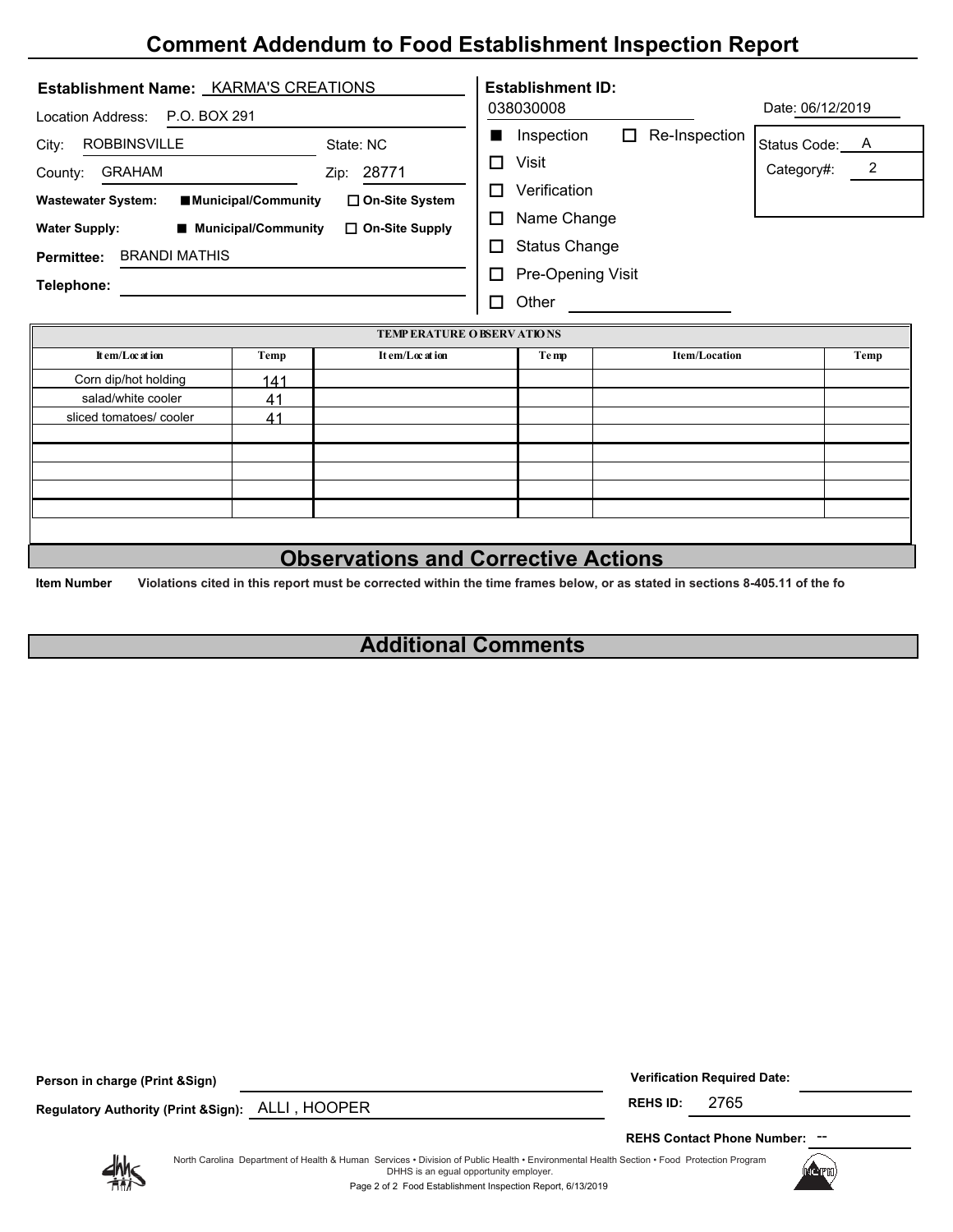# Comment Addendum to Food Establishment Inspection Report

**Establishment Name:** KARMA'S CREATIONS

Location Address: P.O. BOX 291

City: ROBBINSVILLE State: NC

County: GRAHAM Zip: 28771

**Wastewater System:** ■ Municipal/Community ☐ On-Site System

**Water Supply:** ■ Municipal/Community ☐ On-Site Supply

**Permittee:** BRANDI MATHIS

**Telephone:**

**Establishment ID:** 038030008

■ Inspection ☐ Re-Inspection

☐ Visit

☐ Verification

☐ Name Change

☐ Status Change

☐ Pre-Opening Visit

☐ Other

Date: 06/12/2019

Status Code: A

Category#: 2

**TEMPERATURE OBSERVATIONS**

| Item/Location | Temp | Item/Location | Temp | Item/Location | Temp |
|---|---|---|---|---|---|
| Corn dip/hot holding | 141 | | | | |
| salad/white cooler | 41 | | | | |
| sliced tomatoes/ cooler | 41 | | | | |
| | | | | | |
| | | | | | |
| | | | | | |
| | | | | | |
| | | | | | |

## Observations and Corrective Actions

**Item Number** **Violations cited in this report must be corrected within the time frames below, or as stated in sections 8-405.11 of the fo**

## Additional Comments

**Person in charge (Print &Sign)**

**Regulatory Authority (Print &Sign):** ALLI , HOOPER

**Verification Required Date:**

**REHS ID:** 2765

**REHS Contact Phone Number:** --

North Carolina Department of Health & Human Services • Division of Public Health • Environmental Health Section • Food Protection Program
DHHS is an egual opportunity employer.

Page 2 of 2 Food Establishment Inspection Report, 6/13/2019